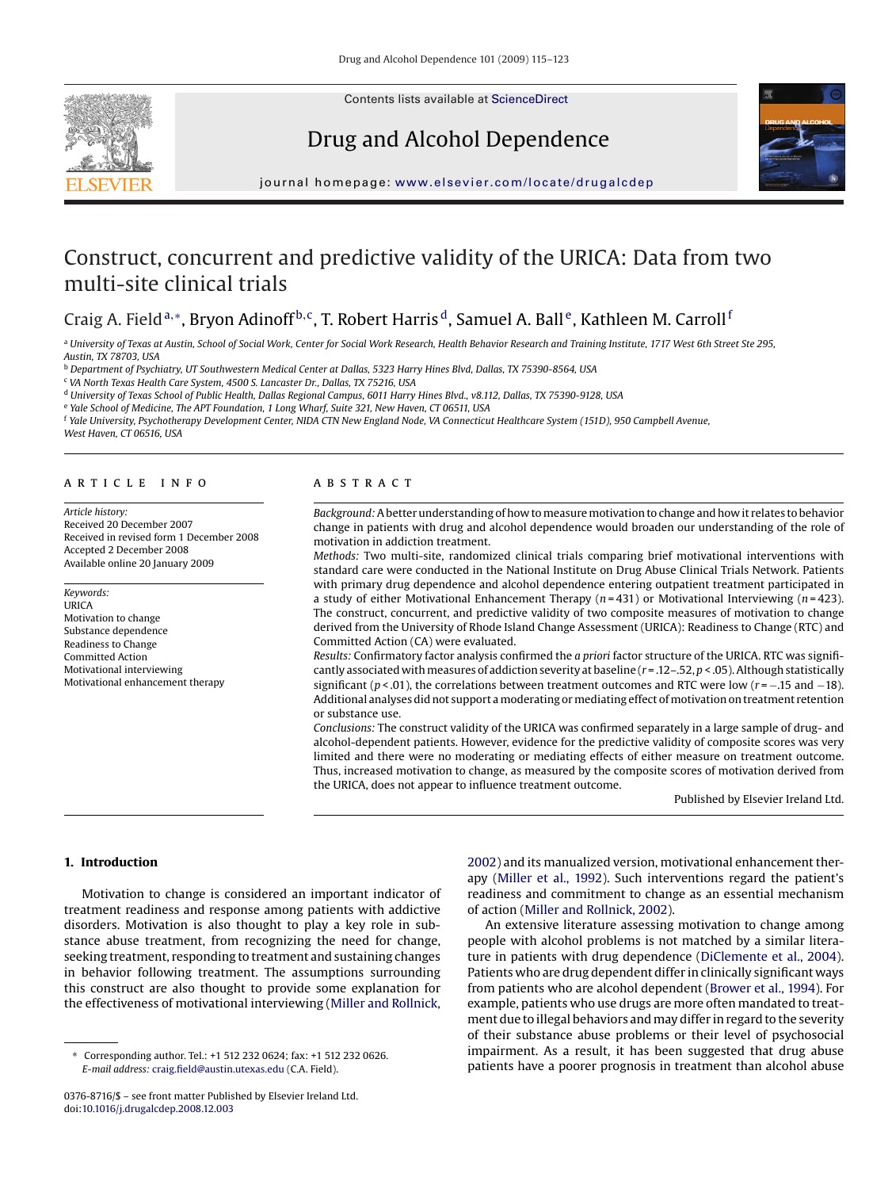# Construct, concurrent and predictive validity of the URICA: Data from two multi-site clinical trials

Craig A. Field[a,*], Bryon Adinoff[b,c], T. Robert Harris[d], Samuel A. Ball[e], Kathleen M. Carroll[f]

[a] University of Texas at Austin, School of Social Work, Center for Social Work Research, Health Behavior Research and Training Institute, 1717 West 6th Street Ste 295, Austin, TX 78703, USA
[b] Department of Psychiatry, UT Southwestern Medical Center at Dallas, 5323 Harry Hines Blvd, Dallas, TX 75390-8564, USA
[c] VA North Texas Health Care System, 4500 S. Lancaster Dr., Dallas, TX 75216, USA
[d] University of Texas School of Public Health, Dallas Regional Campus, 6011 Harry Hines Blvd., v8.112, Dallas, TX 75390-9128, USA
[e] Yale School of Medicine, The APT Foundation, 1 Long Wharf, Suite 321, New Haven, CT 06511, USA
[f] Yale University, Psychotherapy Development Center, NIDA CTN New England Node, VA Connecticut Healthcare System (151D), 950 Campbell Avenue, West Haven, CT 06516, USA

## ARTICLE INFO

*Article history:*
Received 20 December 2007
Received in revised form 1 December 2008
Accepted 2 December 2008
Available online 20 January 2009

*Keywords:*
URICA
Motivation to change
Substance dependence
Readiness to Change
Committed Action
Motivational interviewing
Motivational enhancement therapy

## ABSTRACT

*Background:* A better understanding of how to measure motivation to change and how it relates to behavior change in patients with drug and alcohol dependence would broaden our understanding of the role of motivation in addiction treatment.

*Methods:* Two multi-site, randomized clinical trials comparing brief motivational interventions with standard care were conducted in the National Institute on Drug Abuse Clinical Trials Network. Patients with primary drug dependence and alcohol dependence entering outpatient treatment participated in a study of either Motivational Enhancement Therapy ($n = 431$) or Motivational Interviewing ($n = 423$). The construct, concurrent, and predictive validity of two composite measures of motivation to change derived from the University of Rhode Island Change Assessment (URICA): Readiness to Change (RTC) and Committed Action (CA) were evaluated.

*Results:* Confirmatory factor analysis confirmed the *a priori* factor structure of the URICA. RTC was significantly associated with measures of addiction severity at baseline ($r = .12$–$.52$, $p < .05$). Although statistically significant ($p < .01$), the correlations between treatment outcomes and RTC were low ($r = -.15$ and $-18$). Additional analyses did not support a moderating or mediating effect of motivation on treatment retention or substance use.

*Conclusions:* The construct validity of the URICA was confirmed separately in a large sample of drug- and alcohol-dependent patients. However, evidence for the predictive validity of composite scores was very limited and there were no moderating or mediating effects of either measure on treatment outcome. Thus, increased motivation to change, as measured by the composite scores of motivation derived from the URICA, does not appear to influence treatment outcome.

Published by Elsevier Ireland Ltd.

## 1. Introduction

Motivation to change is considered an important indicator of treatment readiness and response among patients with addictive disorders. Motivation is also thought to play a key role in substance abuse treatment, from recognizing the need for change, seeking treatment, responding to treatment and sustaining changes in behavior following treatment. The assumptions surrounding this construct are also thought to provide some explanation for the effectiveness of motivational interviewing (Miller and Rollnick, 2002) and its manualized version, motivational enhancement therapy (Miller et al., 1992). Such interventions regard the patient's readiness and commitment to change as an essential mechanism of action (Miller and Rollnick, 2002).

An extensive literature assessing motivation to change among people with alcohol problems is not matched by a similar literature in patients with drug dependence (DiClemente et al., 2004). Patients who are drug dependent differ in clinically significant ways from patients who are alcohol dependent (Brower et al., 1994). For example, patients who use drugs are more often mandated to treatment due to illegal behaviors and may differ in regard to the severity of their substance abuse problems or their level of psychosocial impairment. As a result, it has been suggested that drug abuse patients have a poorer prognosis in treatment than alcohol abuse

* Corresponding author. Tel.: +1 512 232 0624; fax: +1 512 232 0626. *E-mail address:* craig.field@austin.utexas.edu (C.A. Field).

0376-8716/$ – see front matter Published by Elsevier Ireland Ltd.
doi:10.1016/j.drugalcdep.2008.12.003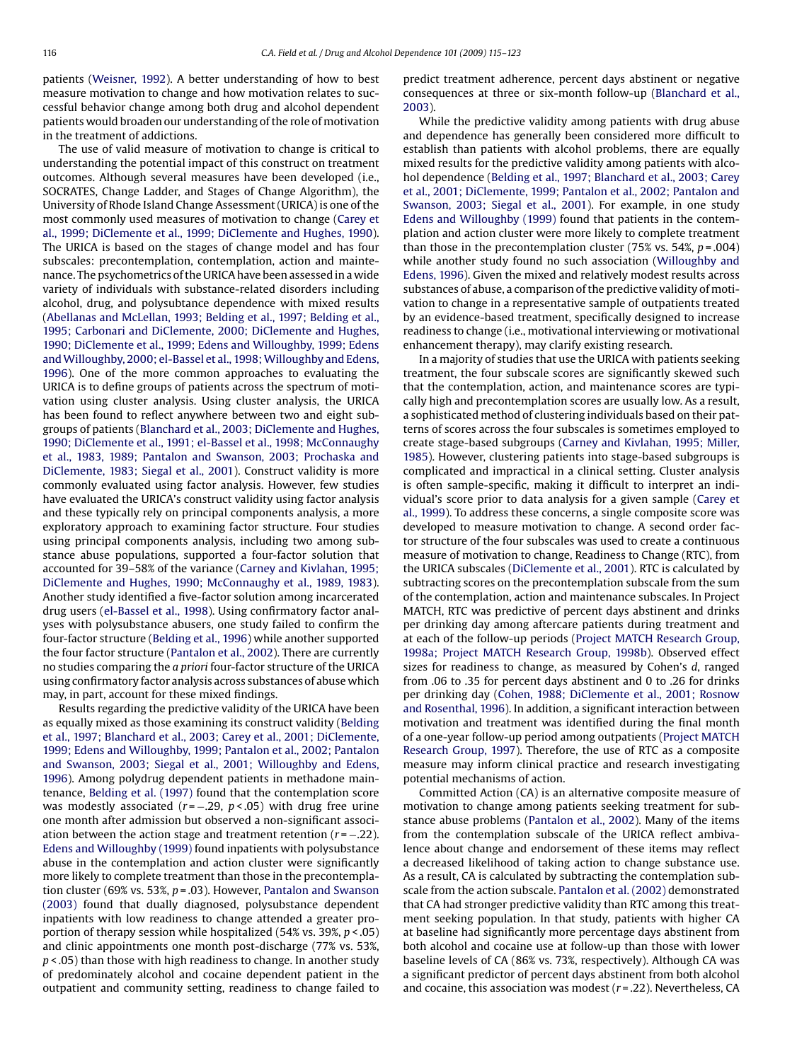patients (Weisner, 1992). A better understanding of how to best measure motivation to change and how motivation relates to successful behavior change among both drug and alcohol dependent patients would broaden our understanding of the role of motivation in the treatment of addictions.

The use of valid measure of motivation to change is critical to understanding the potential impact of this construct on treatment outcomes. Although several measures have been developed (i.e., SOCRATES, Change Ladder, and Stages of Change Algorithm), the University of Rhode Island Change Assessment (URICA) is one of the most commonly used measures of motivation to change (Carey et al., 1999; DiClemente et al., 1999; DiClemente and Hughes, 1990). The URICA is based on the stages of change model and has four subscales: precontemplation, contemplation, action and maintenance. The psychometrics of the URICA have been assessed in a wide variety of individuals with substance-related disorders including alcohol, drug, and polysubstance dependence with mixed results (Abellanas and McLellan, 1993; Belding et al., 1997; Belding et al., 1995; Carbonari and DiClemente, 2000; DiClemente and Hughes, 1990; DiClemente et al., 1999; Edens and Willoughby, 1999; Edens and Willoughby, 2000; el-Bassel et al., 1998; Willoughby and Edens, 1996). One of the more common approaches to evaluating the URICA is to define groups of patients across the spectrum of motivation using cluster analysis. Using cluster analysis, the URICA has been found to reflect anywhere between two and eight subgroups of patients (Blanchard et al., 2003; DiClemente and Hughes, 1990; DiClemente et al., 1991; el-Bassel et al., 1998; McConnaughy et al., 1983, 1989; Pantalon and Swanson, 2003; Prochaska and DiClemente, 1983; Siegal et al., 2001). Construct validity is more commonly evaluated using factor analysis. However, few studies have evaluated the URICA's construct validity using factor analysis and these typically rely on principal components analysis, a more exploratory approach to examining factor structure. Four studies using principal components analysis, including two among substance abuse populations, supported a four-factor solution that accounted for 39–58% of the variance (Carney and Kivlahan, 1995; DiClemente and Hughes, 1990; McConnaughy et al., 1989, 1983). Another study identified a five-factor solution among incarcerated drug users (el-Bassel et al., 1998). Using confirmatory factor analyses with polysubstance abusers, one study failed to confirm the four-factor structure (Belding et al., 1996) while another supported the four factor structure (Pantalon et al., 2002). There are currently no studies comparing the *a priori* four-factor structure of the URICA using confirmatory factor analysis across substances of abuse which may, in part, account for these mixed findings.

Results regarding the predictive validity of the URICA have been as equally mixed as those examining its construct validity (Belding et al., 1997; Blanchard et al., 2003; Carey et al., 2001; DiClemente, 1999; Edens and Willoughby, 1999; Pantalon et al., 2002; Pantalon and Swanson, 2003; Siegal et al., 2001; Willoughby and Edens, 1996). Among polydrug dependent patients in methadone maintenance, Belding et al. (1997) found that the contemplation score was modestly associated ($r = -.29$, $p < .05$) with drug free urine one month after admission but observed a non-significant association between the action stage and treatment retention ($r = -.22$). Edens and Willoughby (1999) found inpatients with polysubstance abuse in the contemplation and action cluster were significantly more likely to complete treatment than those in the precontemplation cluster (69% vs. 53%, $p = .03$). However, Pantalon and Swanson (2003) found that dually diagnosed, polysubstance dependent inpatients with low readiness to change attended a greater proportion of therapy session while hospitalized (54% vs. 39%, $p < .05$) and clinic appointments one month post-discharge (77% vs. 53%, $p < .05$) than those with high readiness to change. In another study of predominately alcohol and cocaine dependent patient in the outpatient and community setting, readiness to change failed to predict treatment adherence, percent days abstinent or negative consequences at three or six-month follow-up (Blanchard et al., 2003).

While the predictive validity among patients with drug abuse and dependence has generally been considered more difficult to establish than patients with alcohol problems, there are equally mixed results for the predictive validity among patients with alcohol dependence (Belding et al., 1997; Blanchard et al., 2003; Carey et al., 2001; DiClemente, 1999; Pantalon et al., 2002; Pantalon and Swanson, 2003; Siegal et al., 2001). For example, in one study Edens and Willoughby (1999) found that patients in the contemplation and action cluster were more likely to complete treatment than those in the precontemplation cluster (75% vs. 54%, $p = .004$) while another study found no such association (Willoughby and Edens, 1996). Given the mixed and relatively modest results across substances of abuse, a comparison of the predictive validity of motivation to change in a representative sample of outpatients treated by an evidence-based treatment, specifically designed to increase readiness to change (i.e., motivational interviewing or motivational enhancement therapy), may clarify existing research.

In a majority of studies that use the URICA with patients seeking treatment, the four subscale scores are significantly skewed such that the contemplation, action, and maintenance scores are typically high and precontemplation scores are usually low. As a result, a sophisticated method of clustering individuals based on their patterns of scores across the four subscales is sometimes employed to create stage-based subgroups (Carney and Kivlahan, 1995; Miller, 1985). However, clustering patients into stage-based subgroups is complicated and impractical in a clinical setting. Cluster analysis is often sample-specific, making it difficult to interpret an individual's score prior to data analysis for a given sample (Carey et al., 1999). To address these concerns, a single composite score was developed to measure motivation to change. A second order factor structure of the four subscales was used to create a continuous measure of motivation to change, Readiness to Change (RTC), from the URICA subscales (DiClemente et al., 2001). RTC is calculated by subtracting scores on the precontemplation subscale from the sum of the contemplation, action and maintenance subscales. In Project MATCH, RTC was predictive of percent days abstinent and drinks per drinking day among aftercare patients during treatment and at each of the follow-up periods (Project MATCH Research Group, 1998a; Project MATCH Research Group, 1998b). Observed effect sizes for readiness to change, as measured by Cohen's *d*, ranged from .06 to .35 for percent days abstinent and 0 to .26 for drinks per drinking day (Cohen, 1988; DiClemente et al., 2001; Rosnow and Rosenthal, 1996). In addition, a significant interaction between motivation and treatment was identified during the final month of a one-year follow-up period among outpatients (Project MATCH Research Group, 1997). Therefore, the use of RTC as a composite measure may inform clinical practice and research investigating potential mechanisms of action.

Committed Action (CA) is an alternative composite measure of motivation to change among patients seeking treatment for substance abuse problems (Pantalon et al., 2002). Many of the items from the contemplation subscale of the URICA reflect ambivalence about change and endorsement of these items may reflect a decreased likelihood of taking action to change substance use. As a result, CA is calculated by subtracting the contemplation subscale from the action subscale. Pantalon et al. (2002) demonstrated that CA had stronger predictive validity than RTC among this treatment seeking population. In that study, patients with higher CA at baseline had significantly more percentage days abstinent from both alcohol and cocaine use at follow-up than those with lower baseline levels of CA (86% vs. 73%, respectively). Although CA was a significant predictor of percent days abstinent from both alcohol and cocaine, this association was modest ($r = .22$). Nevertheless, CA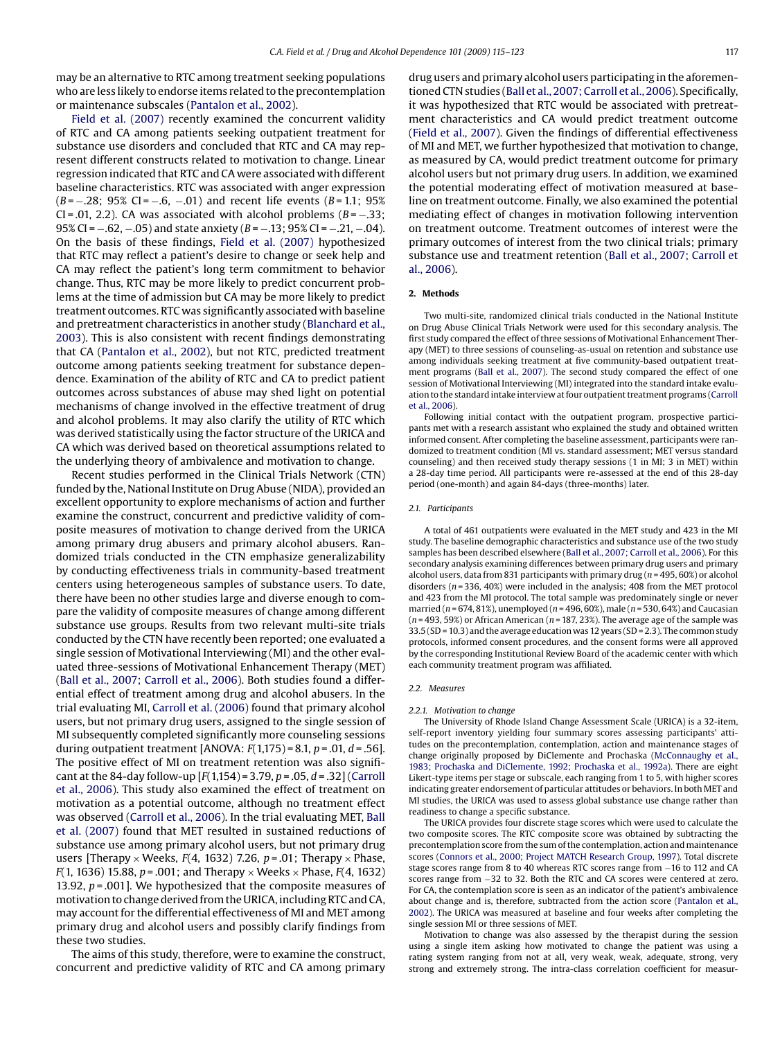may be an alternative to RTC among treatment seeking populations who are less likely to endorse items related to the precontemplation or maintenance subscales (Pantalon et al., 2002).

Field et al. (2007) recently examined the concurrent validity of RTC and CA among patients seeking outpatient treatment for substance use disorders and concluded that RTC and CA may represent different constructs related to motivation to change. Linear regression indicated that RTC and CA were associated with different baseline characteristics. RTC was associated with anger expression ($B = -.28$; 95% CI = −.6, −.01) and recent life events ($B = 1.1$; 95% CI = .01, 2.2). CA was associated with alcohol problems ($B = -.33$; 95% CI = −.62, −.05) and state anxiety ($B = -.13$; 95% CI = −.21, −.04). On the basis of these findings, Field et al. (2007) hypothesized that RTC may reflect a patient's desire to change or seek help and CA may reflect the patient's long term commitment to behavior change. Thus, RTC may be more likely to predict concurrent problems at the time of admission but CA may be more likely to predict treatment outcomes. RTC was significantly associated with baseline and pretreatment characteristics in another study (Blanchard et al., 2003). This is also consistent with recent findings demonstrating that CA (Pantalon et al., 2002), but not RTC, predicted treatment outcome among patients seeking treatment for substance dependence. Examination of the ability of RTC and CA to predict patient outcomes across substances of abuse may shed light on potential mechanisms of change involved in the effective treatment of drug and alcohol problems. It may also clarify the utility of RTC which was derived statistically using the factor structure of the URICA and CA which was derived based on theoretical assumptions related to the underlying theory of ambivalence and motivation to change.

Recent studies performed in the Clinical Trials Network (CTN) funded by the, National Institute on Drug Abuse (NIDA), provided an excellent opportunity to explore mechanisms of action and further examine the construct, concurrent and predictive validity of composite measures of motivation to change derived from the URICA among primary drug abusers and primary alcohol abusers. Randomized trials conducted in the CTN emphasize generalizability by conducting effectiveness trials in community-based treatment centers using heterogeneous samples of substance users. To date, there have been no other studies large and diverse enough to compare the validity of composite measures of change among different substance use groups. Results from two relevant multi-site trials conducted by the CTN have recently been reported; one evaluated a single session of Motivational Interviewing (MI) and the other evaluated three-sessions of Motivational Enhancement Therapy (MET) (Ball et al., 2007; Carroll et al., 2006). Both studies found a differential effect of treatment among drug and alcohol abusers. In the trial evaluating MI, Carroll et al. (2006) found that primary alcohol users, but not primary drug users, assigned to the single session of MI subsequently completed significantly more counseling sessions during outpatient treatment [ANOVA: $F(1,175) = 8.1$, $p = .01$, $d = .56$]. The positive effect of MI on treatment retention was also significant at the 84-day follow-up [$F(1,154) = 3.79$, $p = .05$, $d = .32$] (Carroll et al., 2006). This study also examined the effect of treatment on motivation as a potential outcome, although no treatment effect was observed (Carroll et al., 2006). In the trial evaluating MET, Ball et al. (2007) found that MET resulted in sustained reductions of substance use among primary alcohol users, but not primary drug users [Therapy × Weeks, $F(4, 1632)$ 7.26, $p = .01$; Therapy × Phase, $F(1, 1636)$ 15.88, $p = .001$; and Therapy × Weeks × Phase, $F(4, 1632)$ 13.92, $p = .001$]. We hypothesized that the composite measures of motivation to change derived from the URICA, including RTC and CA, may account for the differential effectiveness of MI and MET among primary drug and alcohol users and possibly clarify findings from these two studies.

The aims of this study, therefore, were to examine the construct, concurrent and predictive validity of RTC and CA among primary drug users and primary alcohol users participating in the aforementioned CTN studies (Ball et al., 2007; Carroll et al., 2006). Specifically, it was hypothesized that RTC would be associated with pretreatment characteristics and CA would predict treatment outcome (Field et al., 2007). Given the findings of differential effectiveness of MI and MET, we further hypothesized that motivation to change, as measured by CA, would predict treatment outcome for primary alcohol users but not primary drug users. In addition, we examined the potential moderating effect of motivation measured at baseline on treatment outcome. Finally, we also examined the potential mediating effect of changes in motivation following intervention on treatment outcome. Treatment outcomes of interest were the primary outcomes of interest from the two clinical trials; primary substance use and treatment retention (Ball et al., 2007; Carroll et al., 2006).

## 2. Methods

Two multi-site, randomized clinical trials conducted in the National Institute on Drug Abuse Clinical Trials Network were used for this secondary analysis. The first study compared the effect of three sessions of Motivational Enhancement Therapy (MET) to three sessions of counseling-as-usual on retention and substance use among individuals seeking treatment at five community-based outpatient treatment programs (Ball et al., 2007). The second study compared the effect of one session of Motivational Interviewing (MI) integrated into the standard intake evaluation to the standard intake interview at four outpatient treatment programs (Carroll et al., 2006).

Following initial contact with the outpatient program, prospective participants met with a research assistant who explained the study and obtained written informed consent. After completing the baseline assessment, participants were randomized to treatment condition (MI vs. standard assessment; MET versus standard counseling) and then received study therapy sessions (1 in MI; 3 in MET) within a 28-day time period. All participants were re-assessed at the end of this 28-day period (one-month) and again 84-days (three-months) later.

### 2.1. Participants

A total of 461 outpatients were evaluated in the MET study and 423 in the MI study. The baseline demographic characteristics and substance use of the two study samples has been described elsewhere (Ball et al., 2007; Carroll et al., 2006). For this secondary analysis examining differences between primary drug users and primary alcohol users, data from 831 participants with primary drug ($n = 495$, 60%) or alcohol disorders ($n = 336$, 40%) were included in the analysis; 408 from the MET protocol and 423 from the MI protocol. The total sample was predominately single or never married ($n = 674$, 81%), unemployed ($n = 496$, 60%), male ($n = 530$, 64%) and Caucasian ($n = 493$, 59%) or African American ($n = 187$, 23%). The average age of the sample was 33.5 (SD = 10.3) and the average education was 12 years (SD = 2.3). The common study protocols, informed consent procedures, and the consent forms were all approved by the corresponding Institutional Review Board of the academic center with which each community treatment program was affiliated.

### 2.2. Measures

#### 2.2.1. Motivation to change

The University of Rhode Island Change Assessment Scale (URICA) is a 32-item, self-report inventory yielding four summary scores assessing participants' attitudes on the precontemplation, contemplation, action and maintenance stages of change originally proposed by DiClemente and Prochaska (McConnaughy et al., 1983; Prochaska and DiClemente, 1992; Prochaska et al., 1992a). There are eight Likert-type items per stage or subscale, each ranging from 1 to 5, with higher scores indicating greater endorsement of particular attitudes or behaviors. In both MET and MI studies, the URICA was used to assess global substance use change rather than readiness to change a specific substance.

The URICA provides four discrete stage scores which were used to calculate the two composite scores. The RTC composite score was obtained by subtracting the precontemplation score from the sum of the contemplation, action and maintenance scores (Connors et al., 2000; Project MATCH Research Group, 1997). Total discrete stage scores range from 8 to 40 whereas RTC scores range from −16 to 112 and CA scores range from −32 to 32. Both the RTC and CA scores were centered at zero. For CA, the contemplation score is seen as an indicator of the patient's ambivalence about change and is, therefore, subtracted from the action score (Pantalon et al., 2002). The URICA was measured at baseline and four weeks after completing the single session MI or three sessions of MET.

Motivation to change was also assessed by the therapist during the session using a single item asking how motivated to change the patient was using a rating system ranging from not at all, very weak, weak, adequate, strong, very strong and extremely strong. The intra-class correlation coefficient for measur-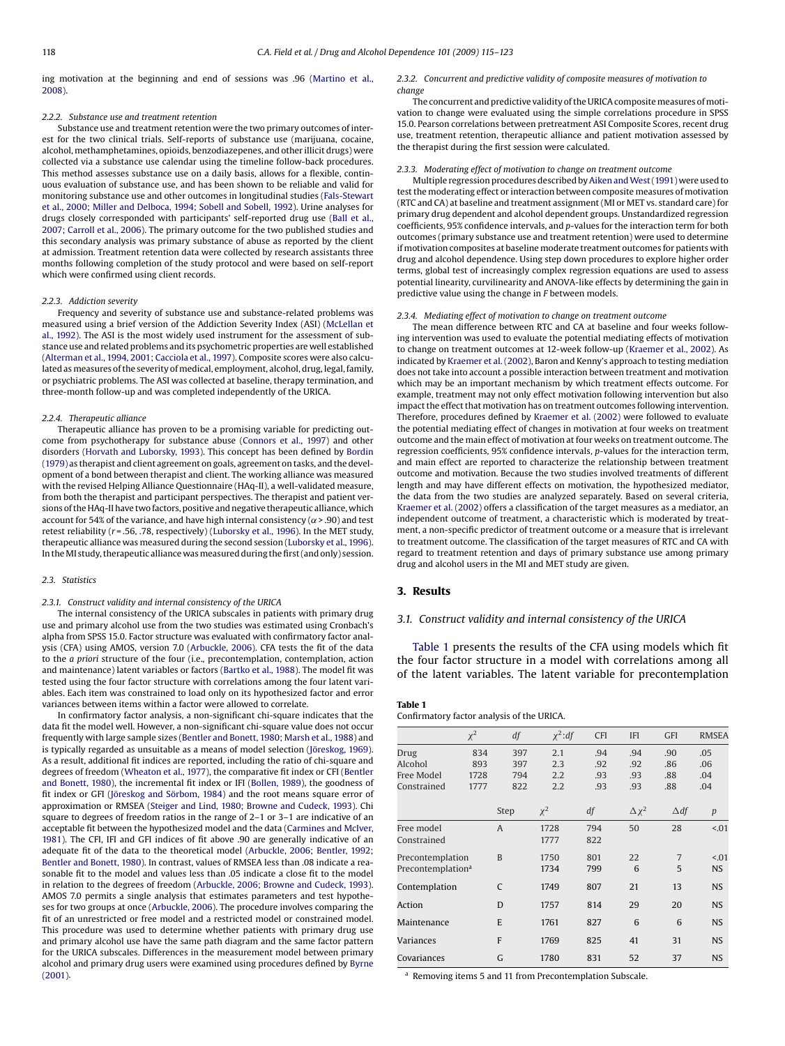ing motivation at the beginning and end of sessions was .96 (Martino et al., 2008).

#### 2.2.2. Substance use and treatment retention

Substance use and treatment retention were the two primary outcomes of interest for the two clinical trials. Self-reports of substance use (marijuana, cocaine, alcohol, methamphetamines, opioids, benzodiazepenes, and other illicit drugs) were collected via a substance use calendar using the timeline follow-back procedures. This method assesses substance use on a daily basis, allows for a flexible, continuous evaluation of substance use, and has been shown to be reliable and valid for monitoring substance use and other outcomes in longitudinal studies (Fals-Stewart et al., 2000; Miller and Delboca, 1994; Sobell and Sobell, 1992). Urine analyses for drugs closely corresponded with participants' self-reported drug use (Ball et al., 2007; Carroll et al., 2006). The primary outcome for the two published studies and this secondary analysis was primary substance of abuse as reported by the client at admission. Treatment retention data were collected by research assistants three months following completion of the study protocol and were based on self-report which were confirmed using client records.

#### 2.2.3. Addiction severity

Frequency and severity of substance use and substance-related problems was measured using a brief version of the Addiction Severity Index (ASI) (McLellan et al., 1992). The ASI is the most widely used instrument for the assessment of substance use and related problems and its psychometric properties are well established (Alterman et al., 1994, 2001; Cacciola et al., 1997). Composite scores were also calculated as measures of the severity of medical, employment, alcohol, drug, legal, family, or psychiatric problems. The ASI was collected at baseline, therapy termination, and three-month follow-up and was completed independently of the URICA.

#### 2.2.4. Therapeutic alliance

Therapeutic alliance has proven to be a promising variable for predicting outcome from psychotherapy for substance abuse (Connors et al., 1997) and other disorders (Horvath and Luborsky, 1993). This concept has been defined by Bordin (1979) as therapist and client agreement on goals, agreement on tasks, and the development of a bond between therapist and client. The working alliance was measured with the revised Helping Alliance Questionnaire (HAq-II), a well-validated measure, from both the therapist and participant perspectives. The therapist and patient versions of the HAq-II have two factors, positive and negative therapeutic alliance, which account for 54% of the variance, and have high internal consistency ($\alpha > .90$) and test retest reliability ($r = .56, .78$, respectively) (Luborsky et al., 1996). In the MET study, therapeutic alliance was measured during the second session (Luborsky et al., 1996). In the MI study, therapeutic alliance was measured during the first (and only) session.

### 2.3. Statistics

#### 2.3.1. Construct validity and internal consistency of the URICA

The internal consistency of the URICA subscales in patients with primary drug use and primary alcohol use from the two studies was estimated using Cronbach's alpha from SPSS 15.0. Factor structure was evaluated with confirmatory factor analysis (CFA) using AMOS, version 7.0 (Arbuckle, 2006). CFA tests the fit of the data to the *a priori* structure of the four (i.e., precontemplation, contemplation, action and maintenance) latent variables or factors (Bartko et al., 1988). The model fit was tested using the four factor structure with correlations among the four latent variables. Each item was constrained to load only on its hypothesized factor and error variances between items within a factor were allowed to correlate.

In confirmatory factor analysis, a non-significant chi-square indicates that the data fit the model well. However, a non-significant chi-square value does not occur frequently with large sample sizes (Bentler and Bonett, 1980; Marsh et al., 1988) and is typically regarded as unsuitable as a means of model selection (Jöreskog, 1969). As a result, additional fit indices are reported, including the ratio of chi-square and degrees of freedom (Wheaton et al., 1977), the comparative fit index or CFI (Bentler and Bonett, 1980), the incremental fit index or IFI (Bollen, 1989), the goodness of fit index or GFI (Jöreskog and Sörbom, 1984) and the root means square error of approximation or RMSEA (Steiger and Lind, 1980; Browne and Cudeck, 1993). Chi square to degrees of freedom ratios in the range of 2–1 or 3–1 are indicative of an acceptable fit between the hypothesized model and the data (Carmines and McIver, 1981). The CFI, IFI and GFI indices of fit above .90 are generally indicative of an adequate fit of the data to the theoretical model (Arbuckle, 2006; Bentler, 1992; Bentler and Bonett, 1980). In contrast, values of RMSEA less than .08 indicate a reasonable fit to the model and values less than .05 indicate a close fit to the model in relation to the degrees of freedom (Arbuckle, 2006; Browne and Cudeck, 1993). AMOS 7.0 permits a single analysis that estimates parameters and test hypotheses for two groups at once (Arbuckle, 2006). The procedure involves comparing the fit of an unrestricted or free model and a restricted model or constrained model. This procedure was used to determine whether patients with primary drug use and primary alcohol use have the same path diagram and the same factor pattern for the URICA subscales. Differences in the measurement model between primary alcohol and primary drug users were examined using procedures defined by Byrne (2001).

#### 2.3.2. Concurrent and predictive validity of composite measures of motivation to change

The concurrent and predictive validity of the URICA composite measures of motivation to change were evaluated using the simple correlations procedure in SPSS 15.0. Pearson correlations between pretreatment ASI Composite Scores, recent drug use, treatment retention, therapeutic alliance and patient motivation assessed by the therapist during the first session were calculated.

#### 2.3.3. Moderating effect of motivation to change on treatment outcome

Multiple regression procedures described by Aiken and West (1991) were used to test the moderating effect or interaction between composite measures of motivation (RTC and CA) at baseline and treatment assignment (MI or MET vs. standard care) for primary drug dependent and alcohol dependent groups. Unstandardized regression coefficients, 95% confidence intervals, and *p*-values for the interaction term for both outcomes (primary substance use and treatment retention) were used to determine if motivation composites at baseline moderate treatment outcomes for patients with drug and alcohol dependence. Using step down procedures to explore higher order terms, global test of increasingly complex regression equations are used to assess potential linearity, curvilinearity and ANOVA-like effects by determining the gain in predictive value using the change in *F* between models.

#### 2.3.4. Mediating effect of motivation to change on treatment outcome

The mean difference between RTC and CA at baseline and four weeks following intervention was used to evaluate the potential mediating effects of motivation to change on treatment outcomes at 12-week follow-up (Kraemer et al., 2002). As indicated by Kraemer et al. (2002), Baron and Kenny's approach to testing mediation does not take into account a possible interaction between treatment and motivation which may be an important mechanism by which treatment effects outcome. For example, treatment may not only effect motivation following intervention but also impact the effect that motivation has on treatment outcomes following intervention. Therefore, procedures defined by Kraemer et al. (2002) were followed to evaluate the potential mediating effect of changes in motivation at four weeks on treatment outcome and the main effect of motivation at four weeks on treatment outcome. The regression coefficients, 95% confidence intervals, *p*-values for the interaction term, and main effect are reported to characterize the relationship between treatment outcome and motivation. Because the two studies involved treatments of different length and may have different effects on motivation, the hypothesized mediator, the data from the two studies are analyzed separately. Based on several criteria, Kraemer et al. (2002) offers a classification of the target measures as a mediator, an independent outcome of treatment, a characteristic which is moderated by treatment, a non-specific predictor of treatment outcome or a measure that is irrelevant to treatment outcome. The classification of the target measures of RTC and CA with regard to treatment retention and days of primary substance use among primary drug and alcohol users in the MI and MET study are given.

## 3. Results

### 3.1. Construct validity and internal consistency of the URICA

Table 1 presents the results of the CFA using models which fit the four factor structure in a model with correlations among all of the latent variables. The latent variable for precontemplation

**Table 1**
Confirmatory factor analysis of the URICA.

| | $\chi^2$ | $df$ | $\chi^2$:$df$ | CFI | IFI | GFI | RMSEA |
|---|---|---|---|---|---|---|---|
| Drug | 834 | 397 | 2.1 | .94 | .94 | .90 | .05 |
| Alcohol | 893 | 397 | 2.3 | .92 | .92 | .86 | .06 |
| Free Model | 1728 | 794 | 2.2 | .93 | .93 | .88 | .04 |
| Constrained | 1777 | 822 | 2.2 | .93 | .93 | .88 | .04 |

| | Step | $\chi^2$ | $df$ | $\Delta\chi^2$ | $\Delta df$ | $p$ |
|---|---|---|---|---|---|---|
| Free model | A | 1728 | 794 | 50 | 28 | <.01 |
| Constrained | | 1777 | 822 | | | |
| Precontemplation | B | 1750 | 801 | 22 | 7 | <.01 |
| Precontemplation[a] | | 1734 | 799 | 6 | 5 | NS |
| Contemplation | C | 1749 | 807 | 21 | 13 | NS |
| Action | D | 1757 | 814 | 29 | 20 | NS |
| Maintenance | E | 1761 | 827 | 6 | 6 | NS |
| Variances | F | 1769 | 825 | 41 | 31 | NS |
| Covariances | G | 1780 | 831 | 52 | 37 | NS |

[a] Removing items 5 and 11 from Precontemplation Subscale.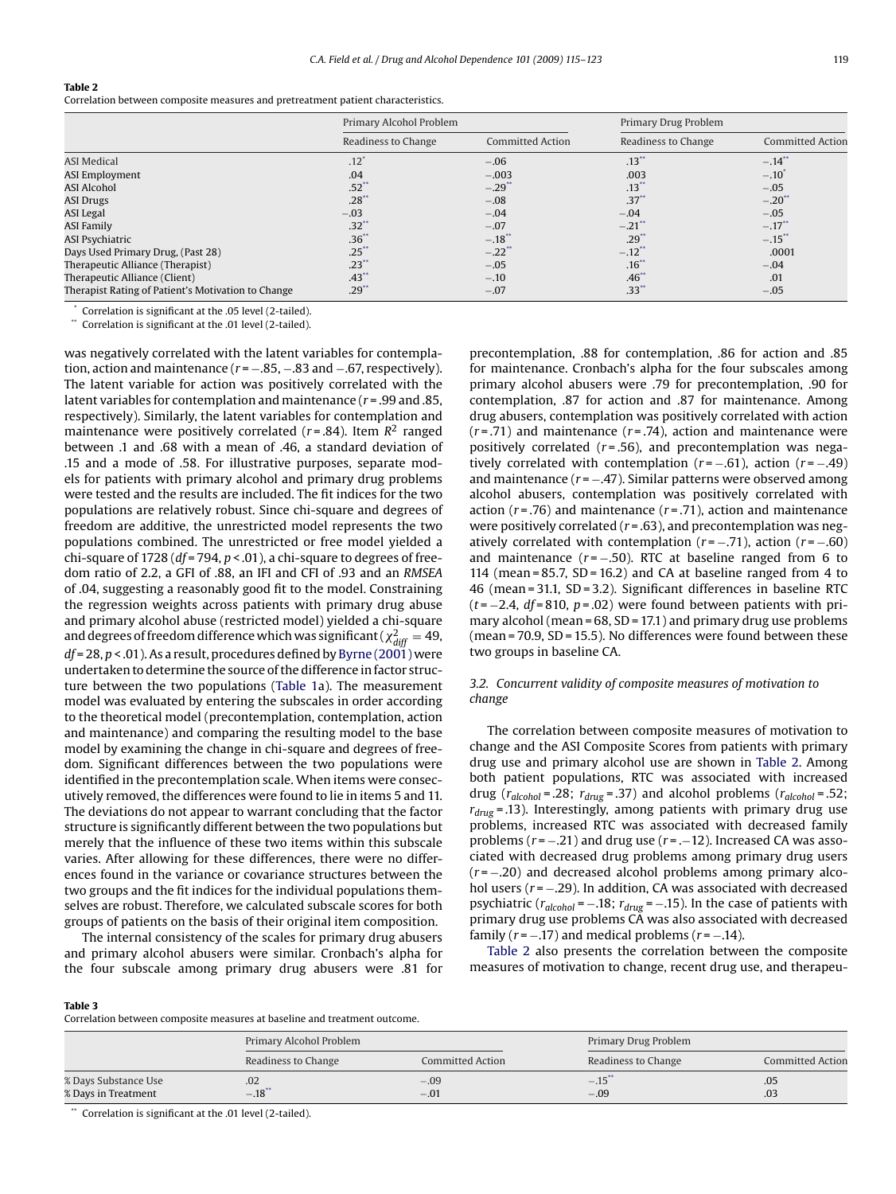**Table 2**
Correlation between composite measures and pretreatment patient characteristics.

| | Primary Alcohol Problem | | Primary Drug Problem | |
|---|---|---|---|---|
| | Readiness to Change | Committed Action | Readiness to Change | Committed Action |
| ASI Medical | .12* | −.06 | .13** | −.14** |
| ASI Employment | .04 | −.003 | .003 | −.10* |
| ASI Alcohol | .52** | −.29** | .13** | −.05 |
| ASI Drugs | .28** | −.08 | .37** | −.20** |
| ASI Legal | −.03 | −.04 | −.04 | −.05 |
| ASI Family | .32** | −.07 | −.21** | −.17** |
| ASI Psychiatric | .36** | −.18** | .29** | −.15** |
| Days Used Primary Drug, (Past 28) | .25** | −.22** | −.12** | .0001 |
| Therapeutic Alliance (Therapist) | .23** | −.05 | .16** | −.04 |
| Therapeutic Alliance (Client) | .43** | −.10 | .46** | .01 |
| Therapist Rating of Patient's Motivation to Change | .29** | −.07 | .33** | −.05 |

* Correlation is significant at the .05 level (2-tailed).
** Correlation is significant at the .01 level (2-tailed).

was negatively correlated with the latent variables for contemplation, action and maintenance ($r$ = −.85, −.83 and −.67, respectively). The latent variable for action was positively correlated with the latent variables for contemplation and maintenance ($r$ = .99 and .85, respectively). Similarly, the latent variables for contemplation and maintenance were positively correlated ($r$ = .84). Item $R^2$ ranged between .1 and .68 with a mean of .46, a standard deviation of .15 and a mode of .58. For illustrative purposes, separate models for patients with primary alcohol and primary drug problems were tested and the results are included. The fit indices for the two populations are relatively robust. Since chi-square and degrees of freedom are additive, the unrestricted model represents the two populations combined. The unrestricted or free model yielded a chi-square of 1728 ($df$ = 794, $p$ < .01), a chi-square to degrees of freedom ratio of 2.2, a GFI of .88, an IFI and CFI of .93 and an *RMSEA* of .04, suggesting a reasonably good fit to the model. Constraining the regression weights across patients with primary drug abuse and primary alcohol abuse (restricted model) yielded a chi-square and degrees of freedom difference which was significant ($\chi^2_{diff}$ = 49, $df$ = 28, $p$ < .01). As a result, procedures defined by Byrne (2001) were undertaken to determine the source of the difference in factor structure between the two populations (Table 1a). The measurement model was evaluated by entering the subscales in order according to the theoretical model (precontemplation, contemplation, action and maintenance) and comparing the resulting model to the base model by examining the change in chi-square and degrees of freedom. Significant differences between the two populations were identified in the precontemplation scale. When items were consecutively removed, the differences were found to lie in items 5 and 11. The deviations do not appear to warrant concluding that the factor structure is significantly different between the two populations but merely that the influence of these two items within this subscale varies. After allowing for these differences, there were no differences found in the variance or covariance structures between the two groups and the fit indices for the individual populations themselves are robust. Therefore, we calculated subscale scores for both groups of patients on the basis of their original item composition.

The internal consistency of the scales for primary drug abusers and primary alcohol abusers were similar. Cronbach's alpha for the four subscale among primary drug abusers were .81 for precontemplation, .88 for contemplation, .86 for action and .85 for maintenance. Cronbach's alpha for the four subscales among primary alcohol abusers were .79 for precontemplation, .90 for contemplation, .87 for action and .87 for maintenance. Among drug abusers, contemplation was positively correlated with action ($r$ = .71) and maintenance ($r$ = .74), action and maintenance were positively correlated ($r$ = .56), and precontemplation was negatively correlated with contemplation ($r$ = −.61), action ($r$ = −.49) and maintenance ($r$ = −.47). Similar patterns were observed among alcohol abusers, contemplation was positively correlated with action ($r$ = .76) and maintenance ($r$ = .71), action and maintenance were positively correlated ($r$ = .63), and precontemplation was negatively correlated with contemplation ($r$ = −.71), action ($r$ = −.60) and maintenance ($r$ = −.50). RTC at baseline ranged from 6 to 114 (mean = 85.7, SD = 16.2) and CA at baseline ranged from 4 to 46 (mean = 31.1, SD = 3.2). Significant differences in baseline RTC ($t$ = −2.4, $df$ = 810, $p$ = .02) were found between patients with primary alcohol (mean = 68, SD = 17.1) and primary drug use problems (mean = 70.9, SD = 15.5). No differences were found between these two groups in baseline CA.

### 3.2. Concurrent validity of composite measures of motivation to change

The correlation between composite measures of motivation to change and the ASI Composite Scores from patients with primary drug use and primary alcohol use are shown in Table 2. Among both patient populations, RTC was associated with increased drug ($r_{alcohol}$ = .28; $r_{drug}$ = .37) and alcohol problems ($r_{alcohol}$ = .52; $r_{drug}$ = .13). Interestingly, among patients with primary drug use problems, increased RTC was associated with decreased family problems ($r$ = −.21) and drug use ($r$ = .−12). Increased CA was associated with decreased drug problems among primary drug users ($r$ = −.20) and decreased alcohol problems among primary alcohol users ($r$ = −.29). In addition, CA was associated with decreased psychiatric ($r_{alcohol}$ = −.18; $r_{drug}$ = −.15). In the case of patients with primary drug use problems CA was also associated with decreased family ($r$ = −.17) and medical problems ($r$ = −.14).

Table 2 also presents the correlation between the composite measures of motivation to change, recent drug use, and therapeu-

**Table 3**
Correlation between composite measures at baseline and treatment outcome.

| | Primary Alcohol Problem | | Primary Drug Problem | |
|---|---|---|---|---|
| | Readiness to Change | Committed Action | Readiness to Change | Committed Action |
| % Days Substance Use | .02 | −.09 | −.15** | .05 |
| % Days in Treatment | −.18** | −.01 | −.09 | .03 |

** Correlation is significant at the .01 level (2-tailed).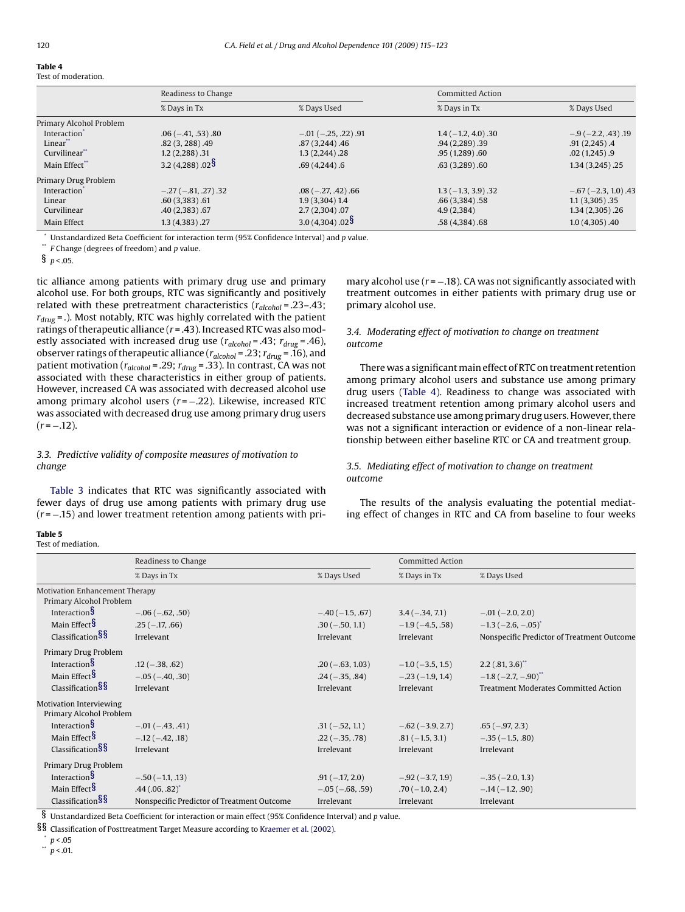**Table 4**
Test of moderation.

| | Readiness to Change | | Committed Action | |
|---|---|---|---|---|
| | % Days in Tx | % Days Used | % Days in Tx | % Days Used |
| Primary Alcohol Problem | | | | |
| Interaction* | .06 (−.41, .53) .80 | −.01 (−.25, .22) .91 | 1.4 (−1.2, 4.0) .30 | −.9 (−2.2, .43) .19 |
| Linear** | .82 (3, 288) .49 | .87 (3,244) .46 | .94 (2,289) .39 | .91 (2,245) .4 |
| Curvilinear** | 1.2 (2,288) .31 | 1.3 (2,244) .28 | .95 (1,289) .60 | .02 (1,245) .9 |
| Main Effect** | 3.2 (4,288) .02§ | .69 (4,244) .6 | .63 (3,289) .60 | 1.34 (3,245) .25 |
| Primary Drug Problem | | | | |
| Interaction* | −.27 (−.81, .27) .32 | .08 (−.27, .42) .66 | 1.3 (−1.3, 3.9) .32 | −.67 (−2.3, 1.0) .43 |
| Linear | .60 (3,383) .61 | 1.9 (3,304) 1.4 | .66 (3,384) .58 | 1.1 (3,305) .35 |
| Curvilinear | .40 (2,383) .67 | 2.7 (2,304) .07 | 4.9 (2,384) | 1.34 (2,305) .26 |
| Main Effect | 1.3 (4,383) .27 | 3.0 (4,304) .02§ | .58 (4,384) .68 | 1.0 (4,305) .40 |

* Unstandardized Beta Coefficient for interaction term (95% Confidence Interval) and *p* value.
** *F* Change (degrees of freedom) and *p* value.
§ $p < .05$.

tic alliance among patients with primary drug use and primary alcohol use. For both groups, RTC was significantly and positively related with these pretreatment characteristics ($r_{alcohol}$ = .23–.43; $r_{drug}$ = .). Most notably, RTC was highly correlated with the patient ratings of therapeutic alliance ($r$ = .43). Increased RTC was also modestly associated with increased drug use ($r_{alcohol}$ = .43; $r_{drug}$ = .46), observer ratings of therapeutic alliance ($r_{alcohol}$ = .23; $r_{drug}$ = .16), and patient motivation ($r_{alcohol}$ = .29; $r_{drug}$ = .33). In contrast, CA was not associated with these characteristics in either group of patients. However, increased CA was associated with decreased alcohol use among primary alcohol users ($r = -.22$). Likewise, increased RTC was associated with decreased drug use among primary drug users ($r = -.12$).

### 3.3. Predictive validity of composite measures of motivation to change

Table 3 indicates that RTC was significantly associated with fewer days of drug use among patients with primary drug use ($r = -.15$) and lower treatment retention among patients with primary alcohol use ($r = -.18$). CA was not significantly associated with treatment outcomes in either patients with primary drug use or primary alcohol use.

### 3.4. Moderating effect of motivation to change on treatment outcome

There was a significant main effect of RTC on treatment retention among primary alcohol users and substance use among primary drug users (Table 4). Readiness to change was associated with increased treatment retention among primary alcohol users and decreased substance use among primary drug users. However, there was not a significant interaction or evidence of a non-linear relationship between either baseline RTC or CA and treatment group.

### 3.5. Mediating effect of motivation to change on treatment outcome

The results of the analysis evaluating the potential mediating effect of changes in RTC and CA from baseline to four weeks

**Table 5**
Test of mediation.

| | Readiness to Change | | Committed Action | |
|---|---|---|---|---|
| | % Days in Tx | % Days Used | % Days in Tx | % Days Used |
| Motivation Enhancement Therapy | | | | |
| Primary Alcohol Problem | | | | |
| Interaction§ | −.06 (−.62, .50) | −.40 (−1.5, .67) | 3.4 (−.34, 7.1) | −.01 (−2.0, 2.0) |
| Main Effect§ | .25 (−.17, .66) | .30 (−.50, 1.1) | −1.9 (−4.5, .58) | −1.3 (−2.6, −.05)* |
| Classification§§ | Irrelevant | Irrelevant | Irrelevant | Nonspecific Predictor of Treatment Outcome |
| Primary Drug Problem | | | | |
| Interaction§ | .12 (−.38, .62) | .20 (−.63, 1.03) | −1.0 (−3.5, 1.5) | 2.2 (.81, 3.6)** |
| Main Effect§ | −.05 (−.40, .30) | .24 (−.35, .84) | −.23 (−1.9, 1.4) | −1.8 (−2.7, −.90)** |
| Classification§§ | Irrelevant | Irrelevant | Irrelevant | Treatment Moderates Committed Action |
| Motivation Interviewing | | | | |
| Primary Alcohol Problem | | | | |
| Interaction§ | −.01 (−.43, .41) | .31 (−.52, 1.1) | −.62 (−3.9, 2.7) | .65 (−.97, 2.3) |
| Main Effect§ | −.12 (−.42, .18) | .22 (−.35, .78) | .81 (−1.5, 3.1) | −.35 (−1.5, .80) |
| Classification§§ | Irrelevant | Irrelevant | Irrelevant | Irrelevant |
| Primary Drug Problem | | | | |
| Interaction§ | −.50 (−1.1, .13) | .91 (−.17, 2.0) | −.92 (−3.7, 1.9) | −.35 (−2.0, 1.3) |
| Main Effect§ | .44 (.06, .82)* | −.05 (−.68, .59) | .70 (−1.0, 2.4) | −.14 (−1.2, .90) |
| Classification§§ | Nonspecific Predictor of Treatment Outcome | Irrelevant | Irrelevant | Irrelevant |

§ Unstandardized Beta Coefficient for interaction or main effect (95% Confidence Interval) and *p* value.
§§ Classification of Posttreatment Target Measure according to Kraemer et al. (2002).
* $p < .05$
** $p < .01$.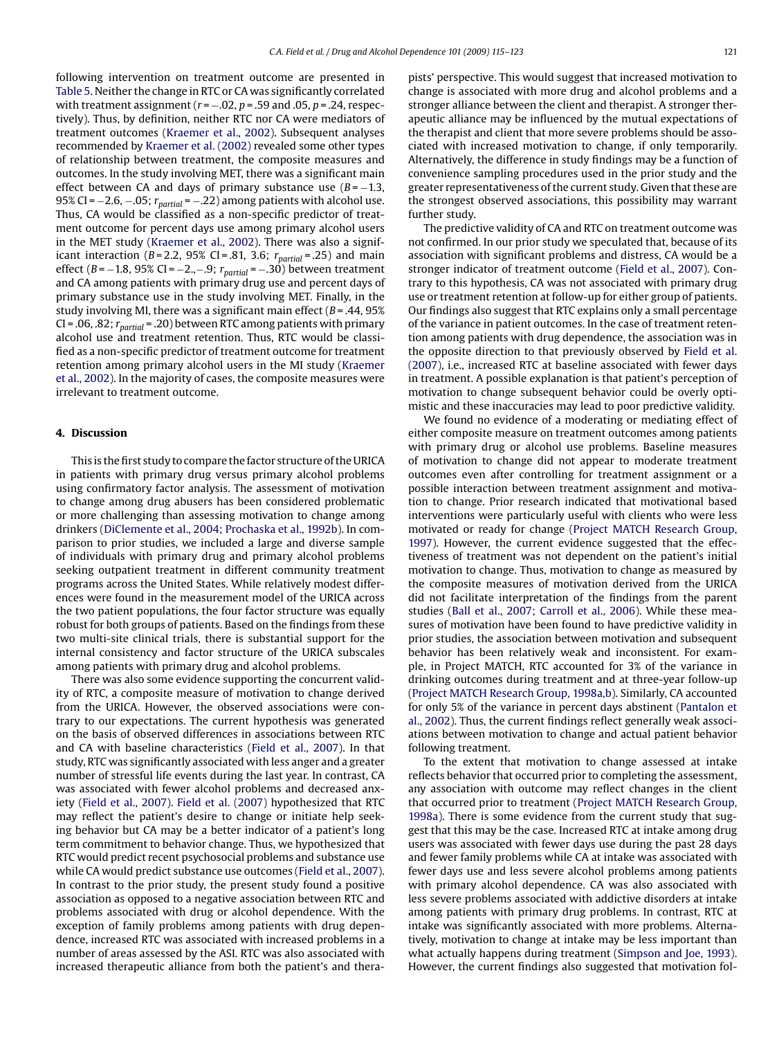following intervention on treatment outcome are presented in Table 5. Neither the change in RTC or CA was significantly correlated with treatment assignment ($r = -.02$, $p = .59$ and $.05$, $p = .24$, respectively). Thus, by definition, neither RTC nor CA were mediators of treatment outcomes (Kraemer et al., 2002). Subsequent analyses recommended by Kraemer et al. (2002) revealed some other types of relationship between treatment, the composite measures and outcomes. In the study involving MET, there was a significant main effect between CA and days of primary substance use ($B = -1.3$, 95% CI = $-2.6$, $-.05$; $r_{partial} = -.22$) among patients with alcohol use. Thus, CA would be classified as a non-specific predictor of treatment outcome for percent days use among primary alcohol users in the MET study (Kraemer et al., 2002). There was also a significant interaction ($B = 2.2$, 95% CI = .81, 3.6; $r_{partial} = .25$) and main effect ($B = -1.8$, 95% CI = $-2.$,$-.9$; $r_{partial} = -.30$) between treatment and CA among patients with primary drug use and percent days of primary substance use in the study involving MET. Finally, in the study involving MI, there was a significant main effect ($B = .44$, 95% CI = .06, .82; $r_{partial} = .20$) between RTC among patients with primary alcohol use and treatment retention. Thus, RTC would be classified as a non-specific predictor of treatment outcome for treatment retention among primary alcohol users in the MI study (Kraemer et al., 2002). In the majority of cases, the composite measures were irrelevant to treatment outcome.

## 4. Discussion

This is the first study to compare the factor structure of the URICA in patients with primary drug versus primary alcohol problems using confirmatory factor analysis. The assessment of motivation to change among drug abusers has been considered problematic or more challenging than assessing motivation to change among drinkers (DiClemente et al., 2004; Prochaska et al., 1992b). In comparison to prior studies, we included a large and diverse sample of individuals with primary drug and primary alcohol problems seeking outpatient treatment in different community treatment programs across the United States. While relatively modest differences were found in the measurement model of the URICA across the two patient populations, the four factor structure was equally robust for both groups of patients. Based on the findings from these two multi-site clinical trials, there is substantial support for the internal consistency and factor structure of the URICA subscales among patients with primary drug and alcohol problems.

There was also some evidence supporting the concurrent validity of RTC, a composite measure of motivation to change derived from the URICA. However, the observed associations were contrary to our expectations. The current hypothesis was generated on the basis of observed differences in associations between RTC and CA with baseline characteristics (Field et al., 2007). In that study, RTC was significantly associated with less anger and a greater number of stressful life events during the last year. In contrast, CA was associated with fewer alcohol problems and decreased anxiety (Field et al., 2007). Field et al. (2007) hypothesized that RTC may reflect the patient's desire to change or initiate help seeking behavior but CA may be a better indicator of a patient's long term commitment to behavior change. Thus, we hypothesized that RTC would predict recent psychosocial problems and substance use while CA would predict substance use outcomes (Field et al., 2007). In contrast to the prior study, the present study found a positive association as opposed to a negative association between RTC and problems associated with drug or alcohol dependence. With the exception of family problems among patients with drug dependence, increased RTC was associated with increased problems in a number of areas assessed by the ASI. RTC was also associated with increased therapeutic alliance from both the patient's and therapists' perspective. This would suggest that increased motivation to change is associated with more drug and alcohol problems and a stronger alliance between the client and therapist. A stronger therapeutic alliance may be influenced by the mutual expectations of the therapist and client that more severe problems should be associated with increased motivation to change, if only temporarily. Alternatively, the difference in study findings may be a function of convenience sampling procedures used in the prior study and the greater representativeness of the current study. Given that these are the strongest observed associations, this possibility may warrant further study.

The predictive validity of CA and RTC on treatment outcome was not confirmed. In our prior study we speculated that, because of its association with significant problems and distress, CA would be a stronger indicator of treatment outcome (Field et al., 2007). Contrary to this hypothesis, CA was not associated with primary drug use or treatment retention at follow-up for either group of patients. Our findings also suggest that RTC explains only a small percentage of the variance in patient outcomes. In the case of treatment retention among patients with drug dependence, the association was in the opposite direction to that previously observed by Field et al. (2007), i.e., increased RTC at baseline associated with fewer days in treatment. A possible explanation is that patient's perception of motivation to change subsequent behavior could be overly optimistic and these inaccuracies may lead to poor predictive validity.

We found no evidence of a moderating or mediating effect of either composite measure on treatment outcomes among patients with primary drug or alcohol use problems. Baseline measures of motivation to change did not appear to moderate treatment outcomes even after controlling for treatment assignment or a possible interaction between treatment assignment and motivation to change. Prior research indicated that motivational based interventions were particularly useful with clients who were less motivated or ready for change (Project MATCH Research Group, 1997). However, the current evidence suggested that the effectiveness of treatment was not dependent on the patient's initial motivation to change. Thus, motivation to change as measured by the composite measures of motivation derived from the URICA did not facilitate interpretation of the findings from the parent studies (Ball et al., 2007; Carroll et al., 2006). While these measures of motivation have been found to have predictive validity in prior studies, the association between motivation and subsequent behavior has been relatively weak and inconsistent. For example, in Project MATCH, RTC accounted for 3% of the variance in drinking outcomes during treatment and at three-year follow-up (Project MATCH Research Group, 1998a,b). Similarly, CA accounted for only 5% of the variance in percent days abstinent (Pantalon et al., 2002). Thus, the current findings reflect generally weak associations between motivation to change and actual patient behavior following treatment.

To the extent that motivation to change assessed at intake reflects behavior that occurred prior to completing the assessment, any association with outcome may reflect changes in the client that occurred prior to treatment (Project MATCH Research Group, 1998a). There is some evidence from the current study that suggest that this may be the case. Increased RTC at intake among drug users was associated with fewer days use during the past 28 days and fewer family problems while CA at intake was associated with fewer days use and less severe alcohol problems among patients with primary alcohol dependence. CA was also associated with less severe problems associated with addictive disorders at intake among patients with primary drug problems. In contrast, RTC at intake was significantly associated with more problems. Alternatively, motivation to change at intake may be less important than what actually happens during treatment (Simpson and Joe, 1993). However, the current findings also suggested that motivation fol-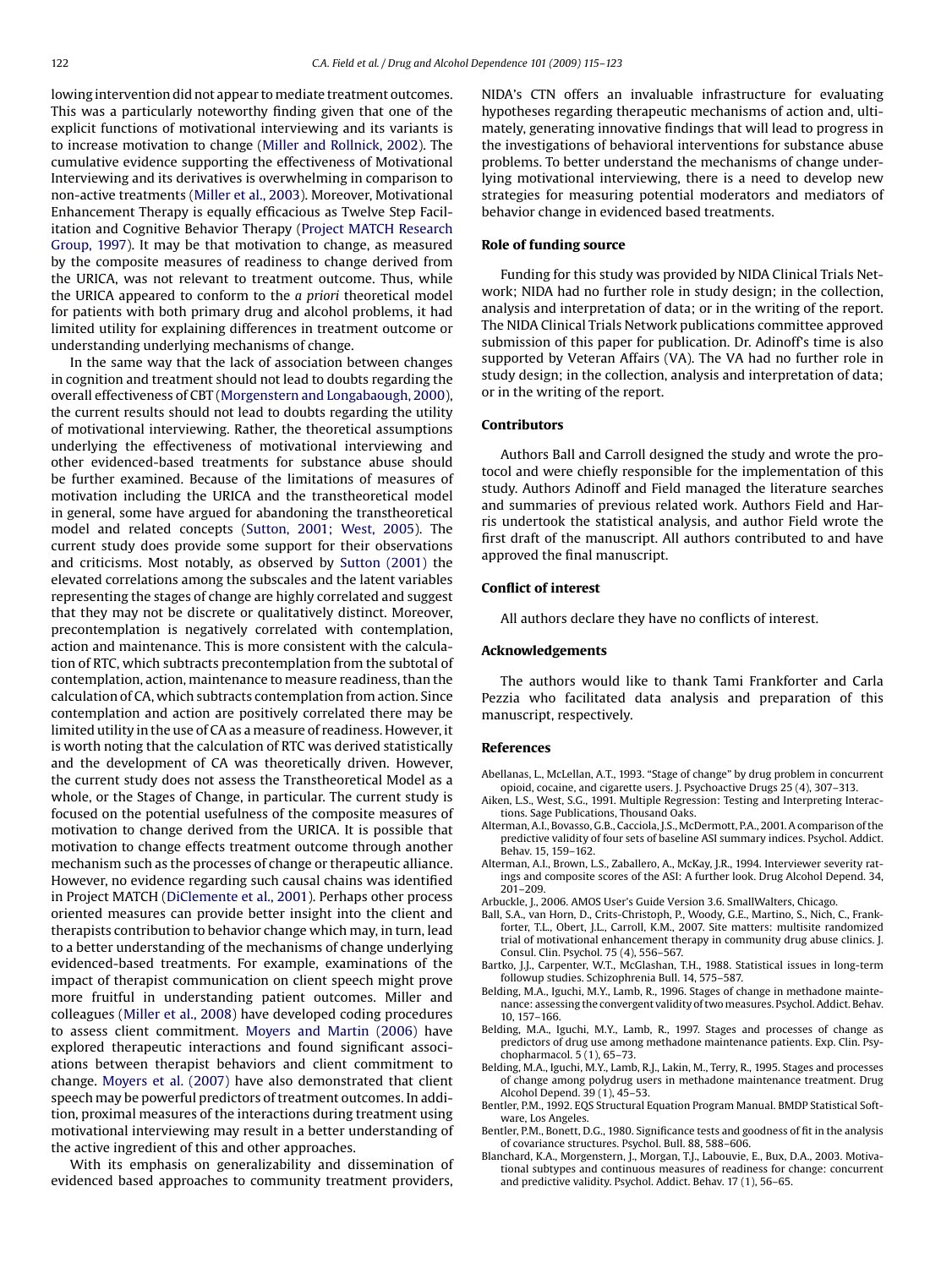lowing intervention did not appear to mediate treatment outcomes. This was a particularly noteworthy finding given that one of the explicit functions of motivational interviewing and its variants is to increase motivation to change (Miller and Rollnick, 2002). The cumulative evidence supporting the effectiveness of Motivational Interviewing and its derivatives is overwhelming in comparison to non-active treatments (Miller et al., 2003). Moreover, Motivational Enhancement Therapy is equally efficacious as Twelve Step Facilitation and Cognitive Behavior Therapy (Project MATCH Research Group, 1997). It may be that motivation to change, as measured by the composite measures of readiness to change derived from the URICA, was not relevant to treatment outcome. Thus, while the URICA appeared to conform to the *a priori* theoretical model for patients with both primary drug and alcohol problems, it had limited utility for explaining differences in treatment outcome or understanding underlying mechanisms of change.

In the same way that the lack of association between changes in cognition and treatment should not lead to doubts regarding the overall effectiveness of CBT (Morgenstern and Longabaough, 2000), the current results should not lead to doubts regarding the utility of motivational interviewing. Rather, the theoretical assumptions underlying the effectiveness of motivational interviewing and other evidenced-based treatments for substance abuse should be further examined. Because of the limitations of measures of motivation including the URICA and the transtheoretical model in general, some have argued for abandoning the transtheoretical model and related concepts (Sutton, 2001; West, 2005). The current study does provide some support for their observations and criticisms. Most notably, as observed by Sutton (2001) the elevated correlations among the subscales and the latent variables representing the stages of change are highly correlated and suggest that they may not be discrete or qualitatively distinct. Moreover, precontemplation is negatively correlated with contemplation, action and maintenance. This is more consistent with the calculation of RTC, which subtracts precontemplation from the subtotal of contemplation, action, maintenance to measure readiness, than the calculation of CA, which subtracts contemplation from action. Since contemplation and action are positively correlated there may be limited utility in the use of CA as a measure of readiness. However, it is worth noting that the calculation of RTC was derived statistically and the development of CA was theoretically driven. However, the current study does not assess the Transtheoretical Model as a whole, or the Stages of Change, in particular. The current study is focused on the potential usefulness of the composite measures of motivation to change derived from the URICA. It is possible that motivation to change effects treatment outcome through another mechanism such as the processes of change or therapeutic alliance. However, no evidence regarding such causal chains was identified in Project MATCH (DiClemente et al., 2001). Perhaps other process oriented measures can provide better insight into the client and therapists contribution to behavior change which may, in turn, lead to a better understanding of the mechanisms of change underlying evidenced-based treatments. For example, examinations of the impact of therapist communication on client speech might prove more fruitful in understanding patient outcomes. Miller and colleagues (Miller et al., 2008) have developed coding procedures to assess client commitment. Moyers and Martin (2006) have explored therapeutic interactions and found significant associations between therapist behaviors and client commitment to change. Moyers et al. (2007) have also demonstrated that client speech may be powerful predictors of treatment outcomes. In addition, proximal measures of the interactions during treatment using motivational interviewing may result in a better understanding of the active ingredient of this and other approaches.

With its emphasis on generalizability and dissemination of evidenced based approaches to community treatment providers, NIDA's CTN offers an invaluable infrastructure for evaluating hypotheses regarding therapeutic mechanisms of action and, ultimately, generating innovative findings that will lead to progress in the investigations of behavioral interventions for substance abuse problems. To better understand the mechanisms of change underlying motivational interviewing, there is a need to develop new strategies for measuring potential moderators and mediators of behavior change in evidenced based treatments.

## Role of funding source

Funding for this study was provided by NIDA Clinical Trials Network; NIDA had no further role in study design; in the collection, analysis and interpretation of data; or in the writing of the report. The NIDA Clinical Trials Network publications committee approved submission of this paper for publication. Dr. Adinoff's time is also supported by Veteran Affairs (VA). The VA had no further role in study design; in the collection, analysis and interpretation of data; or in the writing of the report.

## Contributors

Authors Ball and Carroll designed the study and wrote the protocol and were chiefly responsible for the implementation of this study. Authors Adinoff and Field managed the literature searches and summaries of previous related work. Authors Field and Harris undertook the statistical analysis, and author Field wrote the first draft of the manuscript. All authors contributed to and have approved the final manuscript.

## Conflict of interest

All authors declare they have no conflicts of interest.

## Acknowledgements

The authors would like to thank Tami Frankforter and Carla Pezzia who facilitated data analysis and preparation of this manuscript, respectively.

## References

Abellanas, L., McLellan, A.T., 1993. "Stage of change" by drug problem in concurrent opioid, cocaine, and cigarette users. J. Psychoactive Drugs 25 (4), 307–313.

Aiken, L.S., West, S.G., 1991. Multiple Regression: Testing and Interpreting Interactions. Sage Publications, Thousand Oaks.

Alterman, A.I., Bovasso, G.B., Cacciola, J.S., McDermott, P.A., 2001. A comparison of the predictive validity of four sets of baseline ASI summary indices. Psychol. Addict. Behav. 15, 159–162.

Alterman, A.I., Brown, L.S., Zaballero, A., McKay, J.R., 1994. Interviewer severity ratings and composite scores of the ASI: A further look. Drug Alcohol Depend. 34, 201–209.

Arbuckle, J., 2006. AMOS User's Guide Version 3.6. SmallWalters, Chicago.

Ball, S.A., van Horn, D., Crits-Christoph, P., Woody, G.E., Martino, S., Nich, C., Frankforter, T.L., Obert, J.L., Carroll, K.M., 2007. Site matters: multisite randomized trial of motivational enhancement therapy in community drug abuse clinics. J. Consul. Clin. Psychol. 75 (4), 556–567.

Bartko, J.J., Carpenter, W.T., McGlashan, T.H., 1988. Statistical issues in long-term followup studies. Schizophrenia Bull. 14, 575–587.

Belding, M.A., Iguchi, M.Y., Lamb, R., 1996. Stages of change in methadone maintenance: assessing the convergent validity of two measures. Psychol. Addict. Behav. 10, 157–166.

Belding, M.A., Iguchi, M.Y., Lamb, R., 1997. Stages and processes of change as predictors of drug use among methadone maintenance patients. Exp. Clin. Psychopharmacol. 5 (1), 65–73.

Belding, M.A., Iguchi, M.Y., Lamb, R.J., Lakin, M., Terry, R., 1995. Stages and processes of change among polydrug users in methadone maintenance treatment. Drug Alcohol Depend. 39 (1), 45–53.

Bentler, P.M., 1992. EQS Structural Equation Program Manual. BMDP Statistical Software, Los Angeles.

Bentler, P.M., Bonett, D.G., 1980. Significance tests and goodness of fit in the analysis of covariance structures. Psychol. Bull. 88, 588–606.

Blanchard, K.A., Morgenstern, J., Morgan, T.J., Labouvie, E., Bux, D.A., 2003. Motivational subtypes and continuous measures of readiness for change: concurrent and predictive validity. Psychol. Addict. Behav. 17 (1), 56–65.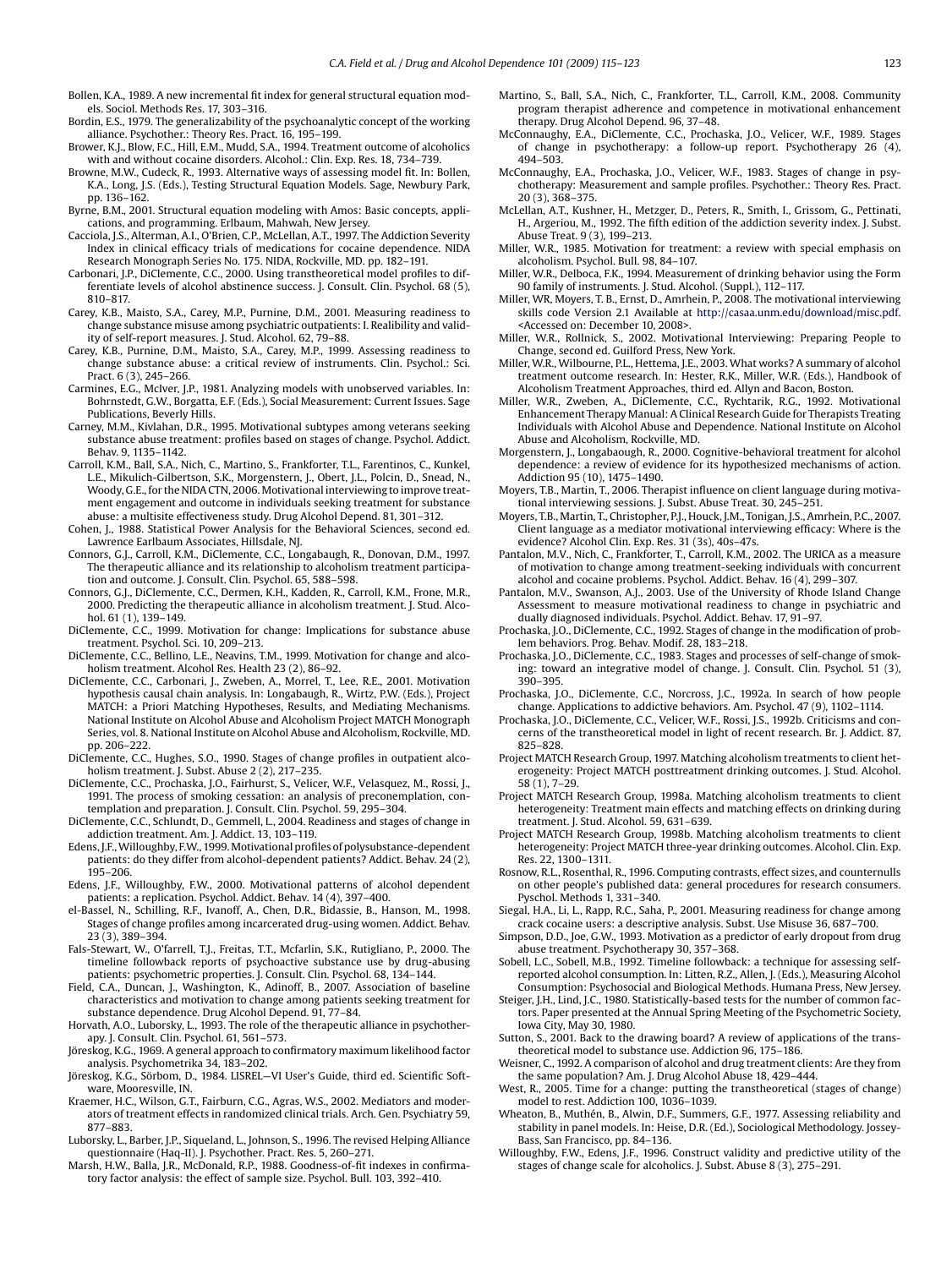Bollen, K.A., 1989. A new incremental fit index for general structural equation models. Sociol. Methods Res. 17, 303–316.

Bordin, E.S., 1979. The generalizability of the psychoanalytic concept of the working alliance. Psychother.: Theory Res. Pract. 16, 195–199.

Brower, K.J., Blow, F.C., Hill, E.M., Mudd, S.A., 1994. Treatment outcome of alcoholics with and without cocaine disorders. Alcohol.: Clin. Exp. Res. 18, 734–739.

Browne, M.W., Cudeck, R., 1993. Alternative ways of assessing model fit. In: Bollen, K.A., Long, J.S. (Eds.), Testing Structural Equation Models. Sage, Newbury Park, pp. 136–162.

Byrne, B.M., 2001. Structural equation modeling with Amos: Basic concepts, applications, and programming. Erlbaum, Mahwah, New Jersey.

Cacciola, J.S., Alterman, A.I., O'Brien, C.P., McLellan, A.T., 1997. The Addiction Severity Index in clinical efficacy trials of medications for cocaine dependence. NIDA Research Monograph Series No. 175. NIDA, Rockville, MD. pp. 182–191.

Carbonari, J.P., DiClemente, C.C., 2000. Using transtheoretical model profiles to differentiate levels of alcohol abstinence success. J. Consult. Clin. Psychol. 68 (5), 810–817.

Carey, K.B., Maisto, S.A., Carey, M.P., Purnine, D.M., 2001. Measuring readiness to change substance misuse among psychiatric outpatients: I. Realibility and validity of self-report measures. J. Stud. Alcohol. 62, 79–88.

Carey, K.B., Purnine, D.M., Maisto, S.A., Carey, M.P., 1999. Assessing readiness to change substance abuse: a critical review of instruments. Clin. Psychol.: Sci. Pract. 6 (3), 245–266.

Carmines, E.G., McIver, J.P., 1981. Analyzing models with unobserved variables. In: Bohrnstedt, G.W., Borgatta, E.F. (Eds.), Social Measurement: Current Issues. Sage Publications, Beverly Hills.

Carney, M.M., Kivlahan, D.R., 1995. Motivational subtypes among veterans seeking substance abuse treatment: profiles based on stages of change. Psychol. Addict. Behav. 9, 1135–1142.

Carroll, K.M., Ball, S.A., Nich, C., Martino, S., Frankforter, T.L., Farentinos, C., Kunkel, L.E., Mikulich-Gilbertson, S.K., Morgenstern, J., Obert, J.L., Polcin, D., Snead, N., Woody, G.E., for the NIDA CTN, 2006. Motivational interviewing to improve treatment engagement and outcome in individuals seeking treatment for substance abuse: a multisite effectiveness study. Drug Alcohol Depend. 81, 301–312.

Cohen, J., 1988. Statistical Power Analysis for the Behavioral Sciences, second ed. Lawrence Earlbaum Associates, Hillsdale, NJ.

Connors, G.J., Carroll, K.M., DiClemente, C.C., Longabaugh, R., Donovan, D.M., 1997. The therapeutic alliance and its relationship to alcoholism treatment participation and outcome. J. Consult. Clin. Psychol. 65, 588–598.

Connors, G.J., DiClemente, C.C., Dermen, K.H., Kadden, R., Carroll, K.M., Frone, M.R., 2000. Predicting the therapeutic alliance in alcoholism treatment. J. Stud. Alcohol. 61 (1), 139–149.

DiClemente, C.C., 1999. Motivation for change: Implications for substance abuse treatment. Psychol. Sci. 10, 209–213.

DiClemente, C.C., Bellino, L.E., Neavins, T.M., 1999. Motivation for change and alcoholism treatment. Alcohol Res. Health 23 (2), 86–92.

DiClemente, C.C., Carbonari, J., Zweben, A., Morrel, T., Lee, R.E., 2001. Motivation hypothesis causal chain analysis. In: Longabaugh, R., Wirtz, P.W. (Eds.), Project MATCH: a Priori Matching Hypotheses, Results, and Mediating Mechanisms. National Institute on Alcohol Abuse and Alcoholism Project MATCH Monograph Series, vol. 8. National Institute on Alcohol Abuse and Alcoholism, Rockville, MD. pp. 206–222.

DiClemente, C.C., Hughes, S.O., 1990. Stages of change profiles in outpatient alcoholism treatment. J. Subst. Abuse 2 (2), 217–235.

DiClemente, C.C., Prochaska, J.O., Fairhurst, S., Velicer, W.F., Velasquez, M., Rossi, J., 1991. The process of smoking cessation: an analysis of preconemplation, contemplation and preparation. J. Consult. Clin. Psychol. 59, 295–304.

DiClemente, C.C., Schlundt, D., Gemmell, L., 2004. Readiness and stages of change in addiction treatment. Am. J. Addict. 13, 103–119.

Edens, J.F., Willoughby, F.W., 1999. Motivational profiles of polysubstance-dependent patients: do they differ from alcohol-dependent patients? Addict. Behav. 24 (2), 195–206.

Edens, J.F., Willoughby, F.W., 2000. Motivational patterns of alcohol dependent patients: a replication. Psychol. Addict. Behav. 14 (4), 397–400.

el-Bassel, N., Schilling, R.F., Ivanoff, A., Chen, D.R., Bidassie, B., Hanson, M., 1998. Stages of change profiles among incarcerated drug-using women. Addict. Behav. 23 (3), 389–394.

Fals-Stewart, W., O'farrell, T.J., Freitas, T.T., Mcfarlin, S.K., Rutigliano, P., 2000. The timeline followback reports of psychoactive substance use by drug-abusing patients: psychometric properties. J. Consult. Clin. Psychol. 68, 134–144.

Field, C.A., Duncan, J., Washington, K., Adinoff, B., 2007. Association of baseline characteristics and motivation to change among patients seeking treatment for substance dependence. Drug Alcohol Depend. 91, 77–84.

Horvath, A.O., Luborsky, L., 1993. The role of the therapeutic alliance in psychotherapy. J. Consult. Clin. Psychol. 61, 561–573.

Jöreskog, K.G., 1969. A general approach to confirmatory maximum likelihood factor analysis. Psychometrika 34, 183–202.

Jöreskog, K.G., Sörbom, D., 1984. LISREL—VI User's Guide, third ed. Scientific Software, Mooresville, IN.

Kraemer, H.C., Wilson, G.T., Fairburn, C.G., Agras, W.S., 2002. Mediators and moderators of treatment effects in randomized clinical trials. Arch. Gen. Psychiatry 59, 877–883.

Luborsky, L., Barber, J.P., Siqueland, L., Johnson, S., 1996. The revised Helping Alliance questionnaire (Haq-II). J. Psychother. Pract. Res. 5, 260–271.

Marsh, H.W., Balla, J.R., McDonald, R.P., 1988. Goodness-of-fit indexes in confirmatory factor analysis: the effect of sample size. Psychol. Bull. 103, 392–410.

Martino, S., Ball, S.A., Nich, C., Frankforter, T.L., Carroll, K.M., 2008. Community program therapist adherence and competence in motivational enhancement therapy. Drug Alcohol Depend. 96, 37–48.

McConnaughy, E.A., DiClemente, C.C., Prochaska, J.O., Velicer, W.F., 1989. Stages of change in psychotherapy: a follow-up report. Psychotherapy 26 (4), 494–503.

McConnaughy, E.A., Prochaska, J.O., Velicer, W.F., 1983. Stages of change in psychotherapy: Measurement and sample profiles. Psychother.: Theory Res. Pract. 20 (3), 368–375.

McLellan, A.T., Kushner, H., Metzger, D., Peters, R., Smith, I., Grissom, G., Pettinati, H., Argeriou, M., 1992. The fifth edition of the addiction severity index. J. Subst. Abuse Treat. 9 (3), 199–213.

Miller, W.R., 1985. Motivation for treatment: a review with special emphasis on alcoholism. Psychol. Bull. 98, 84–107.

Miller, W.R., Delboca, F.K., 1994. Measurement of drinking behavior using the Form 90 family of instruments. J. Stud. Alcohol. (Suppl.), 112–117.

Miller, WR, Moyers, T. B., Ernst, D., Amrhein, P., 2008. The motivational interviewing skills code Version 2.1 Available at http://casaa.unm.edu/download/misc.pdf. <Accessed on: December 10, 2008>.

Miller, W.R., Rollnick, S., 2002. Motivational Interviewing: Preparing People to Change, second ed. Guilford Press, New York.

Miller, W.R., Wilbourne, P.L., Hettema, J.E., 2003. What works? A summary of alcohol treatment outcome research. In: Hester, R.K., Miller, W.R. (Eds.), Handbook of Alcoholism Treatment Approaches, third ed. Allyn and Bacon, Boston.

Miller, W.R., Zweben, A., DiClemente, C.C., Rychtarik, R.G., 1992. Motivational Enhancement Therapy Manual: A Clinical Research Guide for Therapists Treating Individuals with Alcohol Abuse and Dependence. National Institute on Alcohol Abuse and Alcoholism, Rockville, MD.

Morgenstern, J., Longabaough, R., 2000. Cognitive-behavioral treatment for alcohol dependence: a review of evidence for its hypothesized mechanisms of action. Addiction 95 (10), 1475–1490.

Moyers, T.B., Martin, T., 2006. Therapist influence on client language during motivational interviewing sessions. J. Subst. Abuse Treat. 30, 245–251.

Moyers, T.B., Martin, T., Christopher, P.J., Houck, J.M., Tonigan, J.S., Amrhein, P.C., 2007. Client language as a mediator motivational interviewing efficacy: Where is the evidence? Alcohol Clin. Exp. Res. 31 (3s), 40s–47s.

Pantalon, M.V., Nich, C., Frankforter, T., Carroll, K.M., 2002. The URICA as a measure of motivation to change among treatment-seeking individuals with concurrent alcohol and cocaine problems. Psychol. Addict. Behav. 16 (4), 299–307.

Pantalon, M.V., Swanson, A.J., 2003. Use of the University of Rhode Island Change Assessment to measure motivational readiness to change in psychiatric and dually diagnosed individuals. Psychol. Addict. Behav. 17, 91–97.

Prochaska, J.O., DiClemente, C.C., 1992. Stages of change in the modification of problem behaviors. Prog. Behav. Modif. 28, 183–218.

Prochaska, J.O., DiClemente, C.C., 1983. Stages and processes of self-change of smoking: toward an integrative model of change. J. Consult. Clin. Psychol. 51 (3), 390–395.

Prochaska, J.O., DiClemente, C.C., Norcross, J.C., 1992a. In search of how people change. Applications to addictive behaviors. Am. Psychol. 47 (9), 1102–1114.

Prochaska, J.O., DiClemente, C.C., Velicer, W.F., Rossi, J.S., 1992b. Criticisms and concerns of the transtheoretical model in light of recent research. Br. J. Addict. 87, 825–828.

Project MATCH Research Group, 1997. Matching alcoholism treatments to client heterogeneity: Project MATCH posttreatment drinking outcomes. J. Stud. Alcohol. 58 (1), 7–29.

Project MATCH Research Group, 1998a. Matching alcoholism treatments to client heterogeneity: Treatment main effects and matching effects on drinking during treatment. J. Stud. Alcohol. 59, 631–639.

Project MATCH Research Group, 1998b. Matching alcoholism treatments to client heterogeneity: Project MATCH three-year drinking outcomes. Alcohol. Clin. Exp. Res. 22, 1300–1311.

Rosnow, R.L., Rosenthal, R., 1996. Computing contrasts, effect sizes, and counternulls on other people's published data: general procedures for research consumers. Pyschol. Methods 1, 331–340.

Siegal, H.A., Li, L., Rapp, R.C., Saha, P., 2001. Measuring readiness for change among crack cocaine users: a descriptive analysis. Subst. Use Misuse 36, 687–700.

Simpson, D.D., Joe, G.W., 1993. Motivation as a predictor of early dropout from drug abuse treatment. Psychotherapy 30, 357–368.

Sobell, L.C., Sobell, M.B., 1992. Timeline followback: a technique for assessing self-reported alcohol consumption. In: Litten, R.Z., Allen, J. (Eds.), Measuring Alcohol Consumption: Psychosocial and Biological Methods. Humana Press, New Jersey.

Steiger, J.H., Lind, J.C., 1980. Statistically-based tests for the number of common factors. Paper presented at the Annual Spring Meeting of the Psychometric Society, Iowa City, May 30, 1980.

Sutton, S., 2001. Back to the drawing board? A review of applications of the transtheoretical model to substance use. Addiction 96, 175–186.

Weisner, C., 1992. A comparison of alcohol and drug treatment clients: Are they from the same population? Am. J. Drug Alcohol Abuse 18, 429–444.

West, R., 2005. Time for a change: putting the transtheoretical (stages of change) model to rest. Addiction 100, 1036–1039.

Wheaton, B., Muthén, B., Alwin, D.F., Summers, G.F., 1977. Assessing reliability and stability in panel models. In: Heise, D.R. (Ed.), Sociological Methodology. Jossey-Bass, San Francisco, pp. 84–136.

Willoughby, F.W., Edens, J.F., 1996. Construct validity and predictive utility of the stages of change scale for alcoholics. J. Subst. Abuse 8 (3), 275–291.